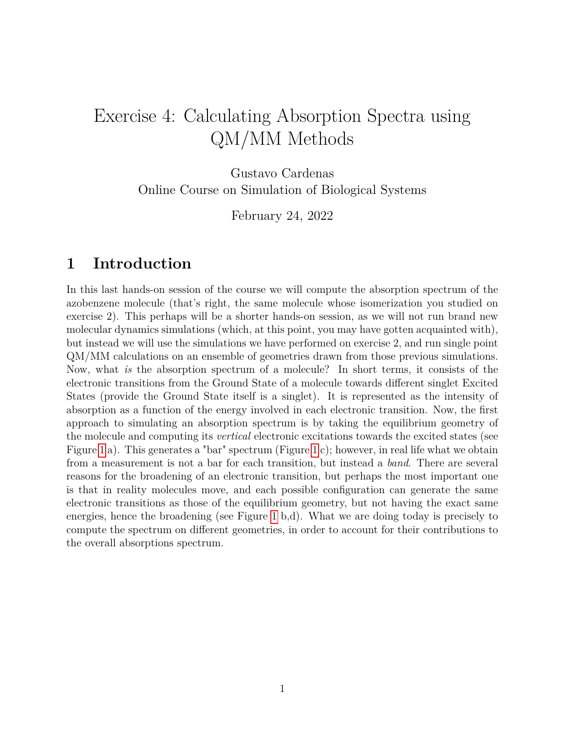# Exercise 4: Calculating Absorption Spectra using QM/MM Methods

Gustavo Cardenas
Online Course on Simulation of Biological Systems

February 24, 2022

## 1 Introduction

In this last hands-on session of the course we will compute the absorption spectrum of the azobenzene molecule (that's right, the same molecule whose isomerization you studied on exercise 2). This perhaps will be a shorter hands-on session, as we will not run brand new molecular dynamics simulations (which, at this point, you may have gotten acquainted with), but instead we will use the simulations we have performed on exercise 2, and run single point QM/MM calculations on an ensemble of geometries drawn from those previous simulations. Now, what *is* the absorption spectrum of a molecule? In short terms, it consists of the electronic transitions from the Ground State of a molecule towards different singlet Excited States (provide the Ground State itself is a singlet). It is represented as the intensity of absorption as a function of the energy involved in each electronic transition. Now, the first approach to simulating an absorption spectrum is by taking the equilibrium geometry of the molecule and computing its *vertical* electronic excitations towards the excited states (see Figure 1 a). This generates a "bar" spectrum (Figure 1 c); however, in real life what we obtain from a measurement is not a bar for each transition, but instead a *band*. There are several reasons for the broadening of an electronic transition, but perhaps the most important one is that in reality molecules move, and each possible configuration can generate the same electronic transitions as those of the equilibrium geometry, but not having the exact same energies, hence the broadening (see Figure 1 b,d). What we are doing today is precisely to compute the spectrum on different geometries, in order to account for their contributions to the overall absorptions spectrum.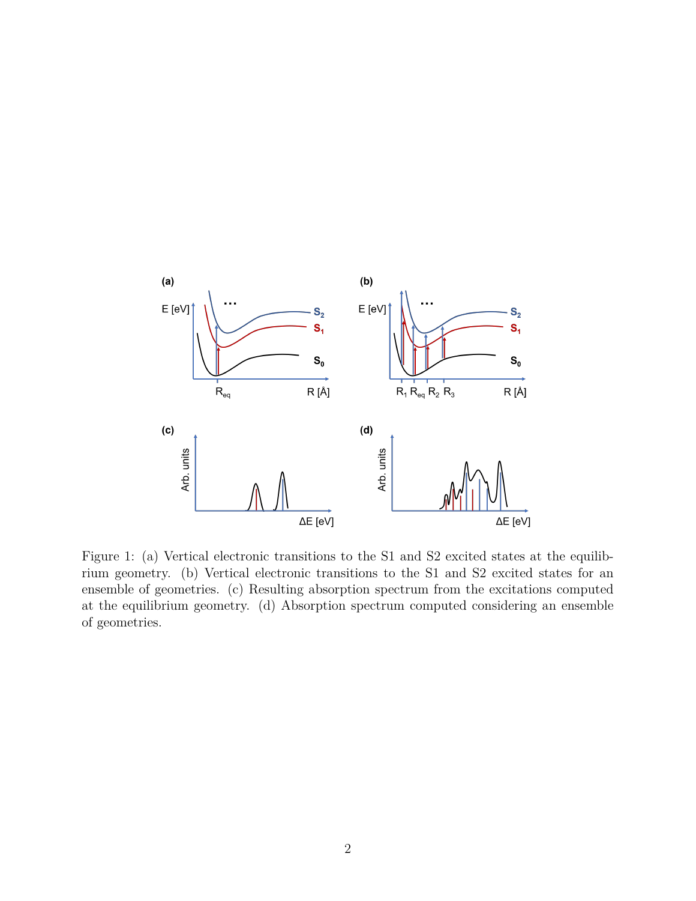(a)

E [eV]

S$_2$

S$_1$

S$_0$

R$_{eq}$

R [Å]

(b)

E [eV]

S$_2$

S$_1$

S$_0$

R$_1$ R$_{eq}$ R$_2$ R$_3$

R [Å]

(c)

Arb. units

ΔE [eV]

(d)

Arb. units

ΔE [eV]

Figure 1: (a) Vertical electronic transitions to the S1 and S2 excited states at the equilibrium geometry. (b) Vertical electronic transitions to the S1 and S2 excited states for an ensemble of geometries. (c) Resulting absorption spectrum from the excitations computed at the equilibrium geometry. (d) Absorption spectrum computed considering an ensemble of geometries.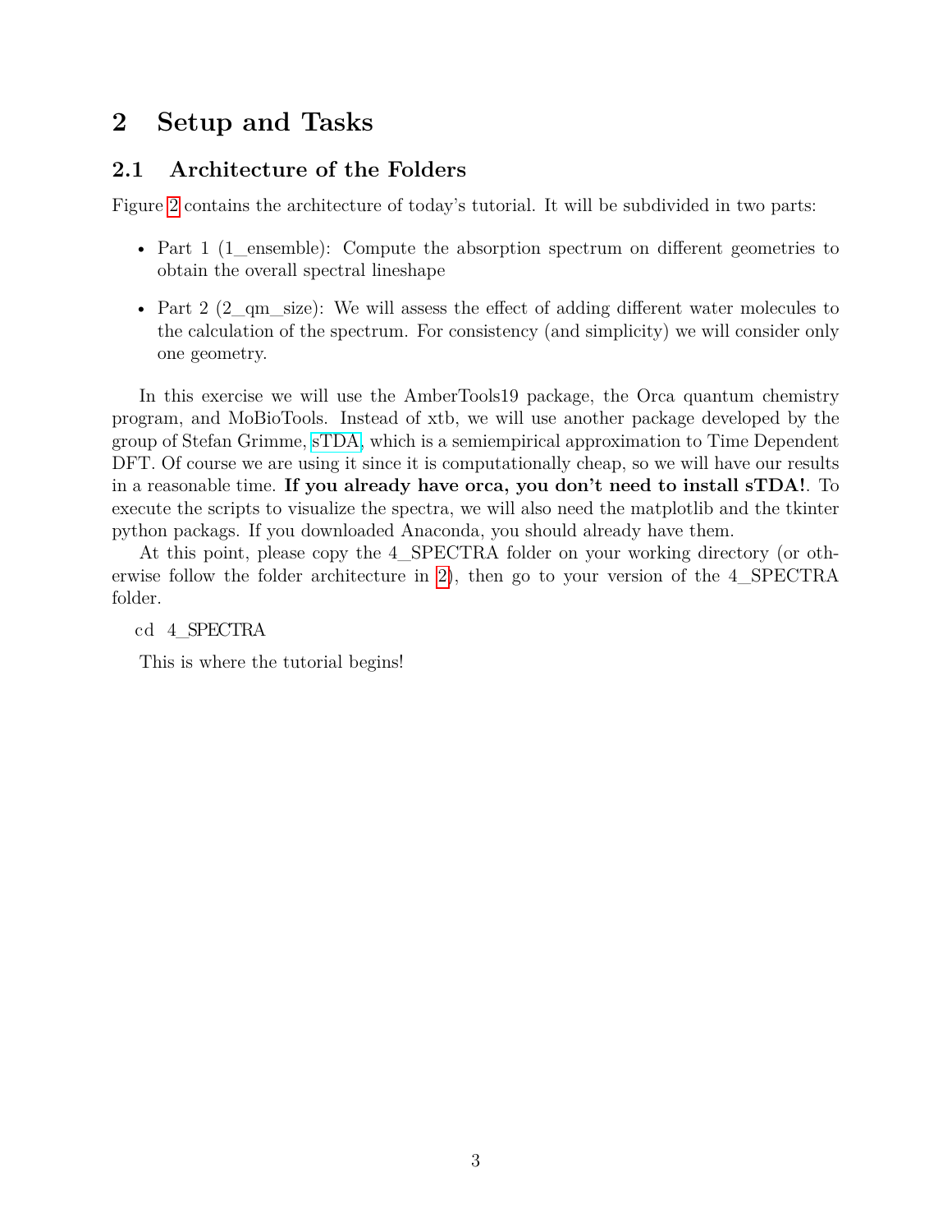## 2 Setup and Tasks

### 2.1 Architecture of the Folders

Figure 2 contains the architecture of today's tutorial. It will be subdivided in two parts:

- Part 1 (1_ensemble): Compute the absorption spectrum on different geometries to obtain the overall spectral lineshape
- Part 2 (2_qm_size): We will assess the effect of adding different water molecules to the calculation of the spectrum. For consistency (and simplicity) we will consider only one geometry.

In this exercise we will use the AmberTools19 package, the Orca quantum chemistry program, and MoBioTools. Instead of xtb, we will use another package developed by the group of Stefan Grimme, sTDA, which is a semiempirical approximation to Time Dependent DFT. Of course we are using it since it is computationally cheap, so we will have our results in a reasonable time. **If you already have orca, you don't need to install sTDA!**. To execute the scripts to visualize the spectra, we will also need the matplotlib and the tkinter python packags. If you downloaded Anaconda, you should already have them.

At this point, please copy the 4_SPECTRA folder on your working directory (or otherwise follow the folder architecture in 2), then go to your version of the 4_SPECTRA folder.

```
cd 4_SPECTRA
```

This is where the tutorial begins!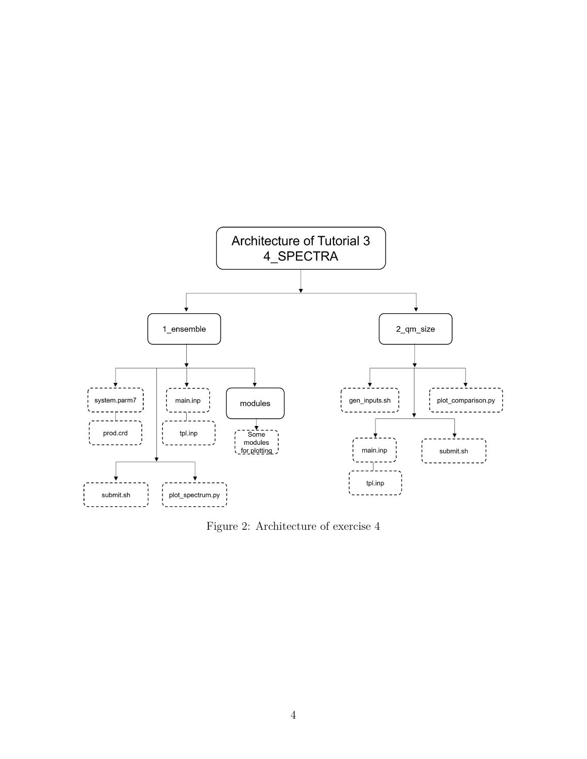```
Architecture of Tutorial 3
4_SPECTRA
├── 1_ensemble
│   ├── system.parm7
│   │   └── prod.crd
│   ├── main.inp
│   │   └── tpl.inp
│   ├── modules
│   │   └── Some modules for plotting
│   ├── submit.sh
│   └── plot_spectrum.py
└── 2_qm_size
    ├── gen_inputs.sh
    ├── plot_comparison.py
    ├── main.inp
    │   └── tpl.inp
    └── submit.sh
```

Figure 2: Architecture of exercise 4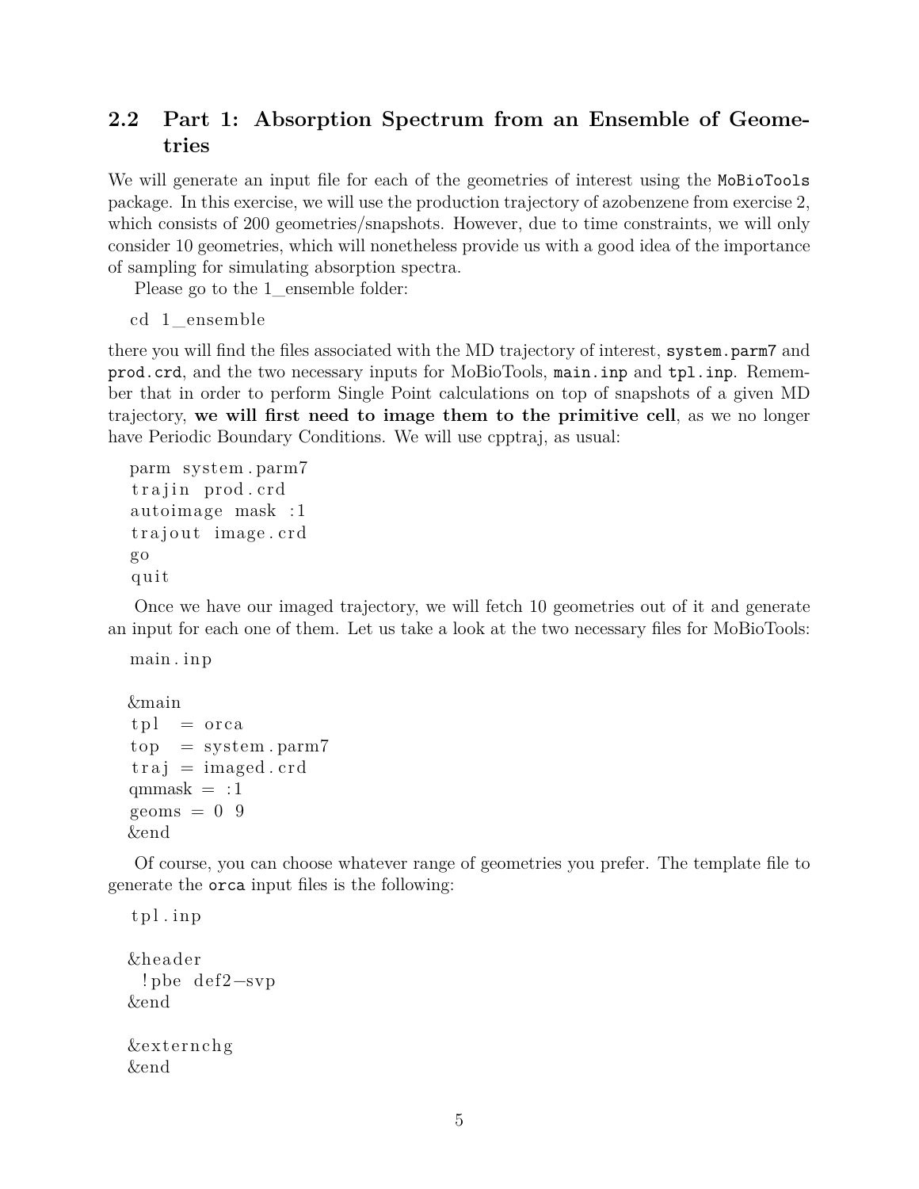### 2.2 Part 1: Absorption Spectrum from an Ensemble of Geometries

We will generate an input file for each of the geometries of interest using the `MoBioTools` package. In this exercise, we will use the production trajectory of azobenzene from exercise 2, which consists of 200 geometries/snapshots. However, due to time constraints, we will only consider 10 geometries, which will nonetheless provide us with a good idea of the importance of sampling for simulating absorption spectra.

Please go to the 1_ensemble folder:

```
cd 1_ensemble
```

there you will find the files associated with the MD trajectory of interest, `system.parm7` and `prod.crd`, and the two necessary inputs for MoBioTools, `main.inp` and `tpl.inp`. Remember that in order to perform Single Point calculations on top of snapshots of a given MD trajectory, **we will first need to image them to the primitive cell**, as we no longer have Periodic Boundary Conditions. We will use cpptraj, as usual:

```
parm system.parm7
trajin prod.crd
autoimage mask :1
trajout image.crd
go
quit
```

Once we have our imaged trajectory, we will fetch 10 geometries out of it and generate an input for each one of them. Let us take a look at the two necessary files for MoBioTools:

```
main.inp

&main
tpl   = orca
top   = system.parm7
traj  = imaged.crd
qmmask = :1
geoms = 0 9
&end
```

Of course, you can choose whatever range of geometries you prefer. The template file to generate the `orca` input files is the following:

```
tpl.inp

&header
 !pbe def2-svp
&end

&externchg
&end
```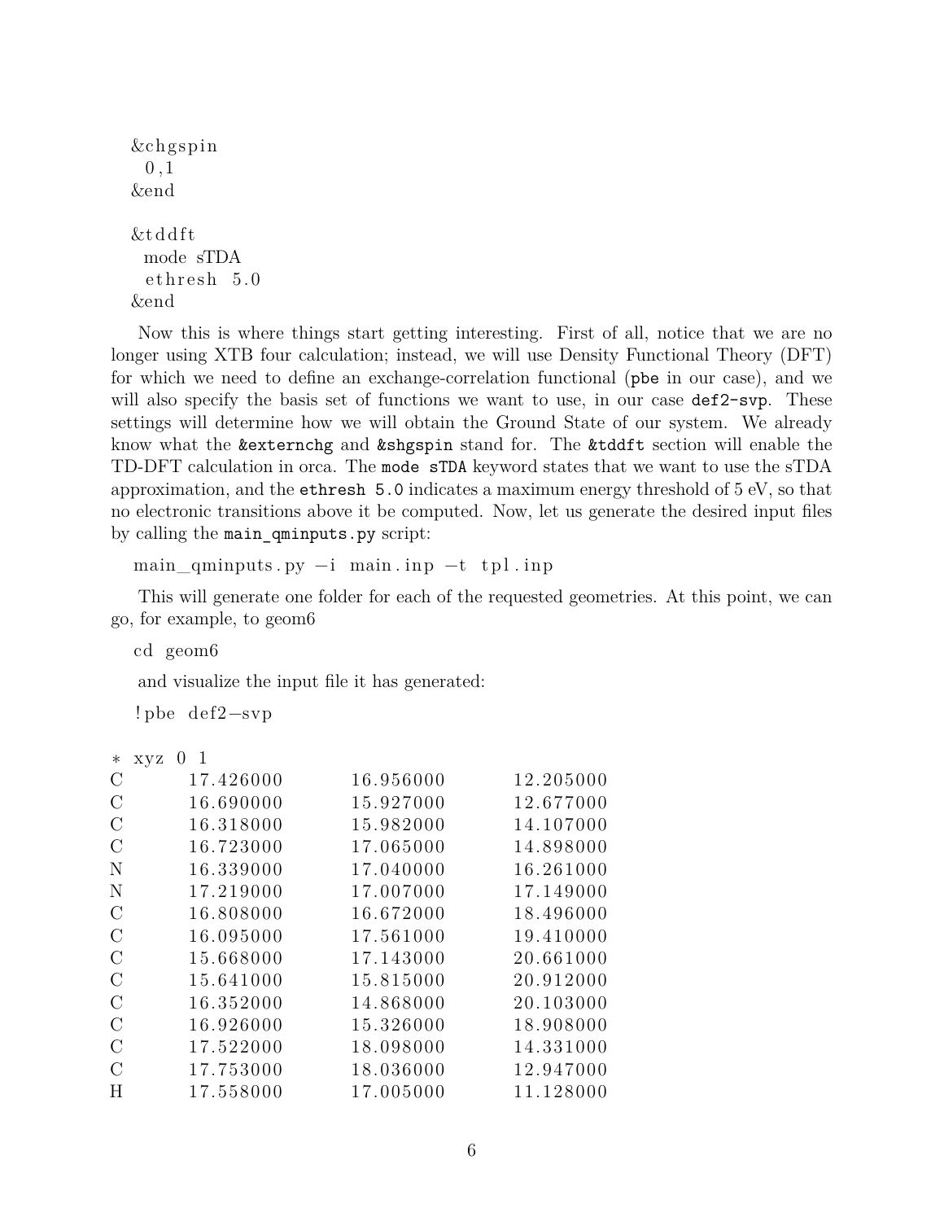```
&chgspin
  0,1
&end

&tddft
  mode sTDA
  ethresh 5.0
&end
```

Now this is where things start getting interesting. First of all, notice that we are no longer using XTB four calculation; instead, we will use Density Functional Theory (DFT) for which we need to define an exchange-correlation functional (`pbe` in our case), and we will also specify the basis set of functions we want to use, in our case `def2-svp`. These settings will determine how we will obtain the Ground State of our system. We already know what the `&externchg` and `&shgspin` stand for. The `&tddft` section will enable the TD-DFT calculation in orca. The `mode sTDA` keyword states that we want to use the sTDA approximation, and the `ethresh 5.0` indicates a maximum energy threshold of 5 eV, so that no electronic transitions above it be computed. Now, let us generate the desired input files by calling the `main_qminputs.py` script:

```
main_qminputs.py -i main.inp -t tpl.inp
```

This will generate one folder for each of the requested geometries. At this point, we can go, for example, to geom6

```
cd geom6
```

and visualize the input file it has generated:

```
!pbe def2-svp

* xyz 0 1
C     17.426000     16.956000     12.205000
C     16.690000     15.927000     12.677000
C     16.318000     15.982000     14.107000
C     16.723000     17.065000     14.898000
N     16.339000     17.040000     16.261000
N     17.219000     17.007000     17.149000
C     16.808000     16.672000     18.496000
C     16.095000     17.561000     19.410000
C     15.668000     17.143000     20.661000
C     15.641000     15.815000     20.912000
C     16.352000     14.868000     20.103000
C     16.926000     15.326000     18.908000
C     17.522000     18.098000     14.331000
C     17.753000     18.036000     12.947000
H     17.558000     17.005000     11.128000
```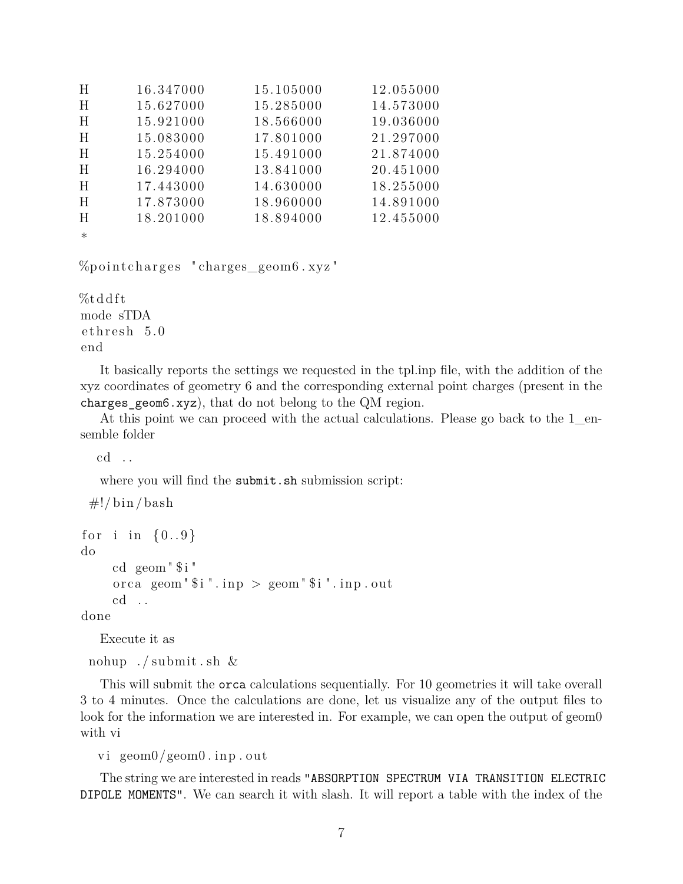```
H        16.347000        15.105000        12.055000
H        15.627000        15.285000        14.573000
H        15.921000        18.566000        19.036000
H        15.083000        17.801000        21.297000
H        15.254000        15.491000        21.874000
H        16.294000        13.841000        20.451000
H        17.443000        14.630000        18.255000
H        17.873000        18.960000        14.891000
H        18.201000        18.894000        12.455000
*

%pointcharges "charges_geom6.xyz"

%tddft
mode sTDA
ethresh 5.0
end
```

It basically reports the settings we requested in the tpl.inp file, with the addition of the xyz coordinates of geometry 6 and the corresponding external point charges (present in the `charges_geom6.xyz`), that do not belong to the QM region.

At this point we can proceed with the actual calculations. Please go back to the 1_ensemble folder

```
cd ..
```

where you will find the `submit.sh` submission script:

```
#!/bin/bash

for i in {0..9}
do
    cd geom"$i"
    orca geom"$i".inp > geom"$i".inp.out
    cd ..
done
```

Execute it as

```
nohup ./submit.sh &
```

This will submit the `orca` calculations sequentially. For 10 geometries it will take overall 3 to 4 minutes. Once the calculations are done, let us visualize any of the output files to look for the information we are interested in. For example, we can open the output of geom0 with vi

```
vi geom0/geom0.inp.out
```

The string we are interested in reads `"ABSORPTION SPECTRUM VIA TRANSITION ELECTRIC DIPOLE MOMENTS"`. We can search it with slash. It will report a table with the index of the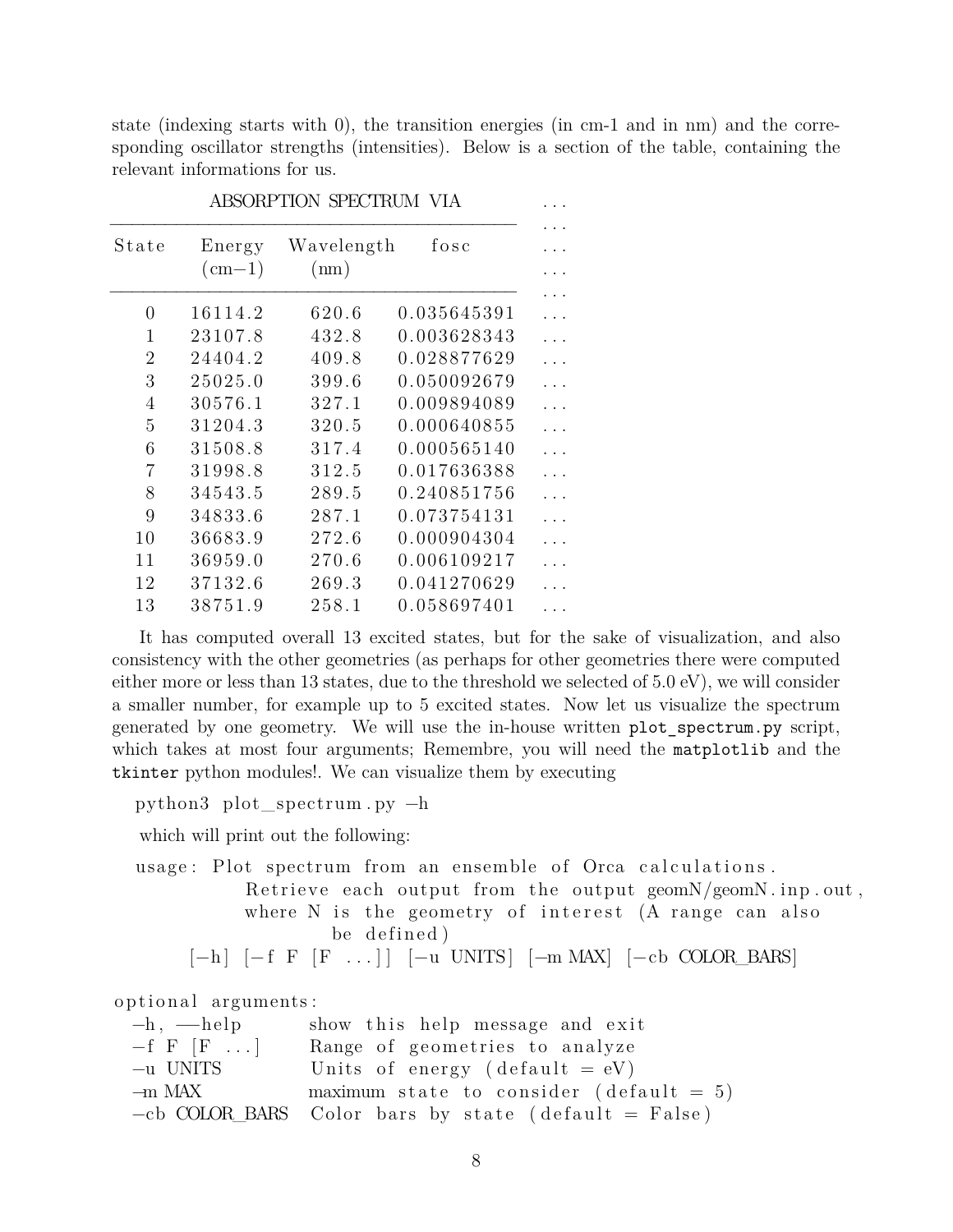state (indexing starts with 0), the transition energies (in cm-1 and in nm) and the corresponding oscillator strengths (intensities). Below is a section of the table, containing the relevant informations for us.

```
           ABSORPTION SPECTRUM VIA                    ...
-----------------------------------------------       ...
State    Energy    Wavelength    fosc                 ...
         (cm-1)    (nm)                               ...
-----------------------------------------------       ...
  0     16114.2    620.6    0.035645391               ...
  1     23107.8    432.8    0.003628343               ...
  2     24404.2    409.8    0.028877629               ...
  3     25025.0    399.6    0.050092679               ...
  4     30576.1    327.1    0.009894089               ...
  5     31204.3    320.5    0.000640855               ...
  6     31508.8    317.4    0.000565140               ...
  7     31998.8    312.5    0.017636388               ...
  8     34543.5    289.5    0.240851756               ...
  9     34833.6    287.1    0.073754131               ...
 10     36683.9    272.6    0.000904304               ...
 11     36959.0    270.6    0.006109217               ...
 12     37132.6    269.3    0.041270629               ...
 13     38751.9    258.1    0.058697401               ...
```

It has computed overall 13 excited states, but for the sake of visualization, and also consistency with the other geometries (as perhaps for other geometries there were computed either more or less than 13 states, due to the threshold we selected of 5.0 eV), we will consider a smaller number, for example up to 5 excited states. Now let us visualize the spectrum generated by one geometry. We will use the in-house written `plot_spectrum.py` script, which takes at most four arguments; Remembre, you will need the `matplotlib` and the `tkinter` python modules!. We can visualize them by executing

```
python3 plot_spectrum.py -h
```

which will print out the following:

```
usage: Plot spectrum from an ensemble of Orca calculations.
          Retrieve each output from the output geomN/geomN.inp.out,
          where N is the geometry of interest (A range can also
                 be defined)
       [-h] [-f F [F ...]] [-u UNITS] [-m MAX] [-cb COLOR_BARS]

optional arguments:
  -h, --help        show this help message and exit
  -f F [F ...]      Range of geometries to analyze
  -u UNITS          Units of energy (default = eV)
  -m MAX            maximum state to consider (default = 5)
  -cb COLOR_BARS    Color bars by state (default = False)
```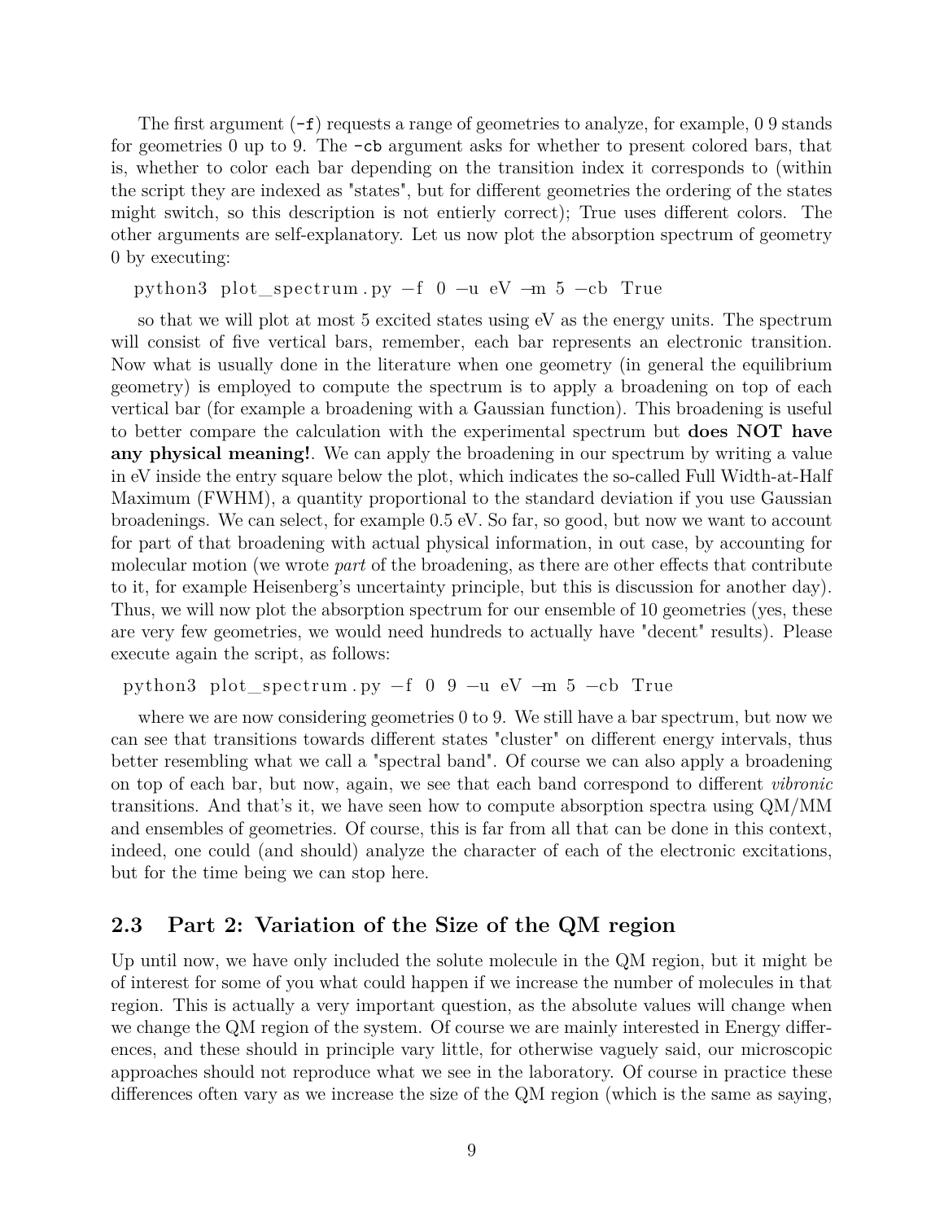The first argument (`-f`) requests a range of geometries to analyze, for example, 0 9 stands for geometries 0 up to 9. The `-cb` argument asks for whether to present colored bars, that is, whether to color each bar depending on the transition index it corresponds to (within the script they are indexed as "states", but for different geometries the ordering of the states might switch, so this description is not entierly correct); True uses different colors. The other arguments are self-explanatory. Let us now plot the absorption spectrum of geometry 0 by executing:

```
python3 plot_spectrum.py -f 0 -u eV -m 5 -cb True
```

so that we will plot at most 5 excited states using eV as the energy units. The spectrum will consist of five vertical bars, remember, each bar represents an electronic transition. Now what is usually done in the literature when one geometry (in general the equilibrium geometry) is employed to compute the spectrum is to apply a broadening on top of each vertical bar (for example a broadening with a Gaussian function). This broadening is useful to better compare the calculation with the experimental spectrum but **does NOT have any physical meaning!**. We can apply the broadening in our spectrum by writing a value in eV inside the entry square below the plot, which indicates the so-called Full Width-at-Half Maximum (FWHM), a quantity proportional to the standard deviation if you use Gaussian broadenings. We can select, for example 0.5 eV. So far, so good, but now we want to account for part of that broadening with actual physical information, in out case, by accounting for molecular motion (we wrote *part* of the broadening, as there are other effects that contribute to it, for example Heisenberg's uncertainty principle, but this is discussion for another day). Thus, we will now plot the absorption spectrum for our ensemble of 10 geometries (yes, these are very few geometries, we would need hundreds to actually have "decent" results). Please execute again the script, as follows:

```
python3 plot_spectrum.py -f 0 9 -u eV -m 5 -cb True
```

where we are now considering geometries 0 to 9. We still have a bar spectrum, but now we can see that transitions towards different states "cluster" on different energy intervals, thus better resembling what we call a "spectral band". Of course we can also apply a broadening on top of each bar, but now, again, we see that each band correspond to different *vibronic* transitions. And that's it, we have seen how to compute absorption spectra using QM/MM and ensembles of geometries. Of course, this is far from all that can be done in this context, indeed, one could (and should) analyze the character of each of the electronic excitations, but for the time being we can stop here.

### 2.3 Part 2: Variation of the Size of the QM region

Up until now, we have only included the solute molecule in the QM region, but it might be of interest for some of you what could happen if we increase the number of molecules in that region. This is actually a very important question, as the absolute values will change when we change the QM region of the system. Of course we are mainly interested in Energy differences, and these should in principle vary little, for otherwise vaguely said, our microscopic approaches should not reproduce what we see in the laboratory. Of course in practice these differences often vary as we increase the size of the QM region (which is the same as saying,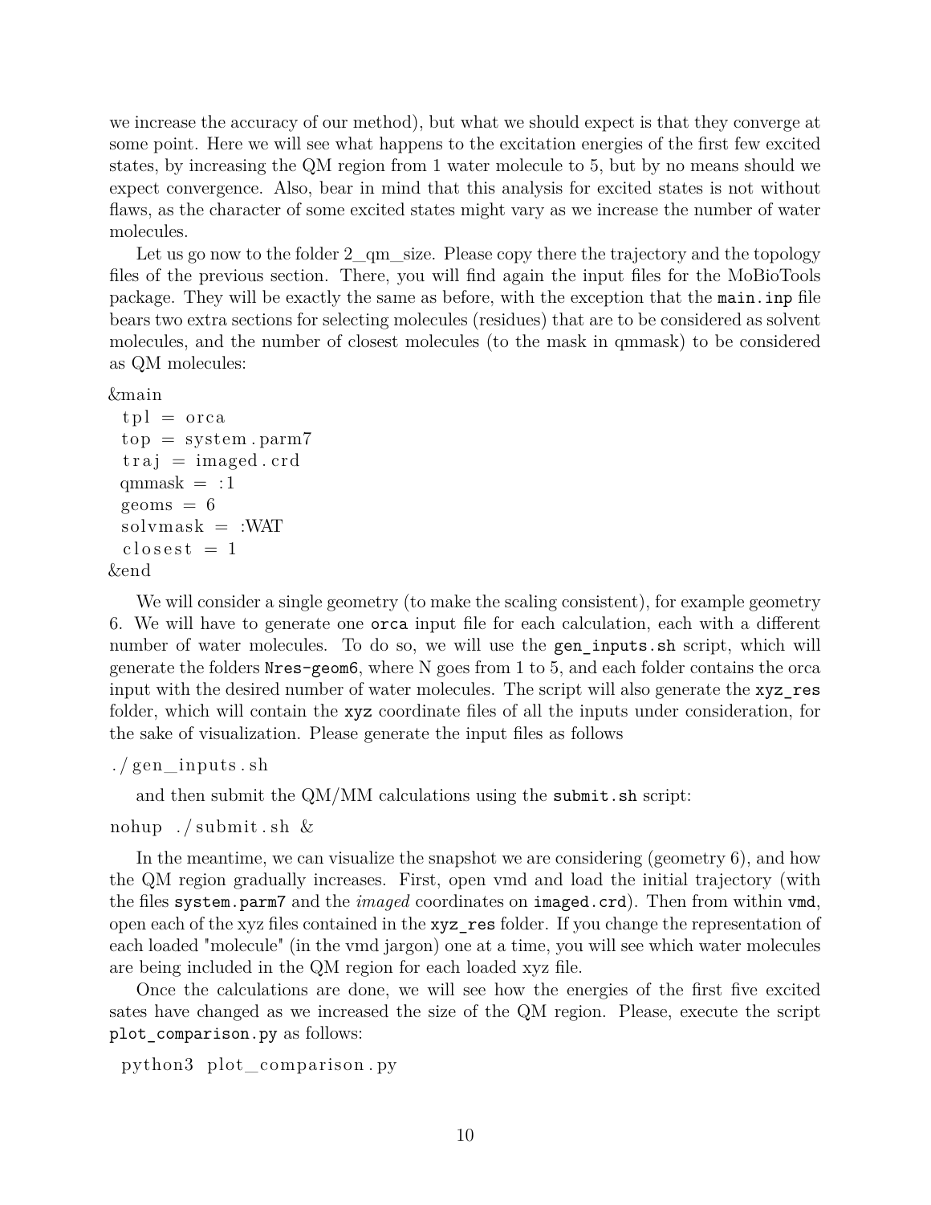we increase the accuracy of our method), but what we should expect is that they converge at some point. Here we will see what happens to the excitation energies of the first few excited states, by increasing the QM region from 1 water molecule to 5, but by no means should we expect convergence. Also, bear in mind that this analysis for excited states is not without flaws, as the character of some excited states might vary as we increase the number of water molecules.

Let us go now to the folder 2_qm_size. Please copy there the trajectory and the topology files of the previous section. There, you will find again the input files for the MoBioTools package. They will be exactly the same as before, with the exception that the `main.inp` file bears two extra sections for selecting molecules (residues) that are to be considered as solvent molecules, and the number of closest molecules (to the mask in qmmask) to be considered as QM molecules:

```
&main
  tpl = orca
  top = system.parm7
  traj = imaged.crd
  qmmask = :1
  geoms = 6
  solvmask = :WAT
  closest = 1
&end
```

We will consider a single geometry (to make the scaling consistent), for example geometry 6. We will have to generate one `orca` input file for each calculation, each with a different number of water molecules. To do so, we will use the `gen_inputs.sh` script, which will generate the folders `Nres-geom6`, where N goes from 1 to 5, and each folder contains the orca input with the desired number of water molecules. The script will also generate the `xyz_res` folder, which will contain the `xyz` coordinate files of all the inputs under consideration, for the sake of visualization. Please generate the input files as follows

```
./gen_inputs.sh
```

and then submit the QM/MM calculations using the `submit.sh` script:

```
nohup ./submit.sh &
```

In the meantime, we can visualize the snapshot we are considering (geometry 6), and how the QM region gradually increases. First, open vmd and load the initial trajectory (with the files `system.parm7` and the *imaged* coordinates on `imaged.crd`). Then from within `vmd`, open each of the xyz files contained in the `xyz_res` folder. If you change the representation of each loaded "molecule" (in the vmd jargon) one at a time, you will see which water molecules are being included in the QM region for each loaded xyz file.

Once the calculations are done, we will see how the energies of the first five excited sates have changed as we increased the size of the QM region. Please, execute the script `plot_comparison.py` as follows:

```
python3 plot_comparison.py
```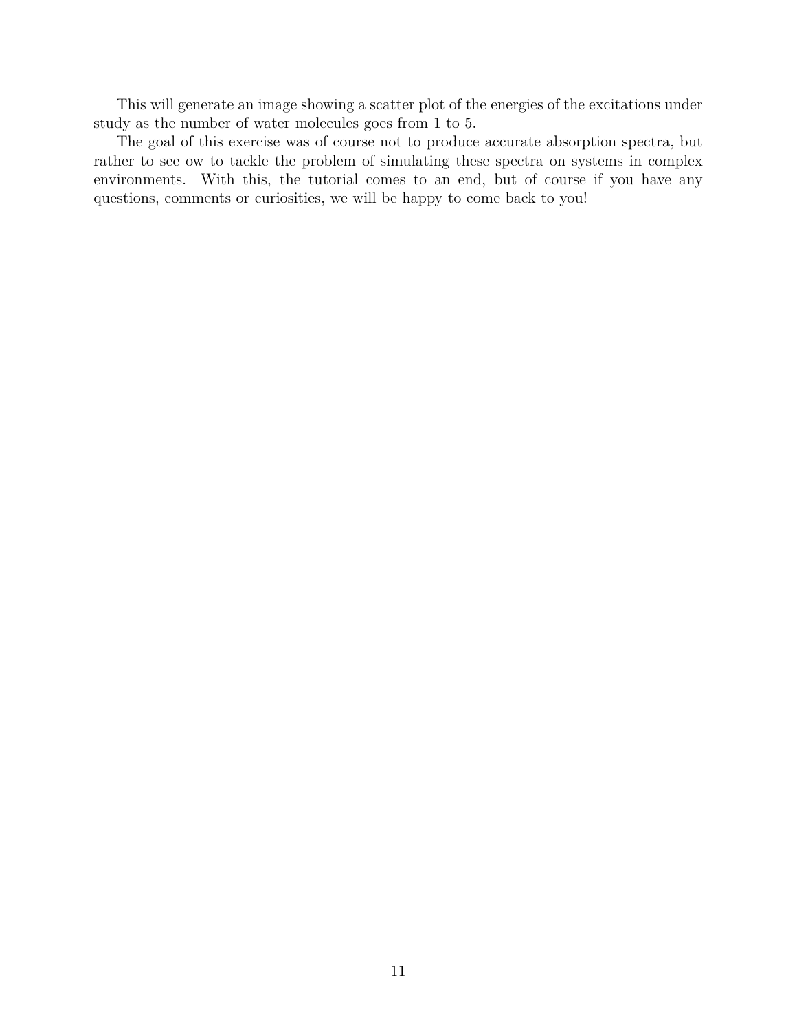This will generate an image showing a scatter plot of the energies of the excitations under study as the number of water molecules goes from 1 to 5.

The goal of this exercise was of course not to produce accurate absorption spectra, but rather to see ow to tackle the problem of simulating these spectra on systems in complex environments. With this, the tutorial comes to an end, but of course if you have any questions, comments or curiosities, we will be happy to come back to you!